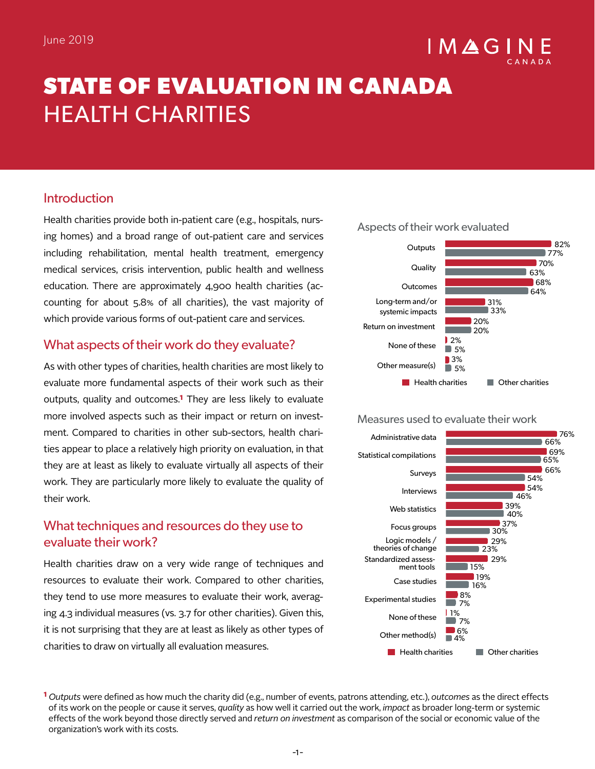June 2019

# STATE OF EVALUATION IN CANADA
# HEALTH CHARITIES

## Introduction

Health charities provide both in-patient care (e.g., hospitals, nursing homes) and a broad range of out-patient care and services including rehabilitation, mental health treatment, emergency medical services, crisis intervention, public health and wellness education. There are approximately 4,900 health charities (accounting for about 5.8% of all charities), the vast majority of which provide various forms of out-patient care and services.

## What aspects of their work do they evaluate?

As with other types of charities, health charities are most likely to evaluate more fundamental aspects of their work such as their outputs, quality and outcomes.[1] They are less likely to evaluate more involved aspects such as their impact or return on investment. Compared to charities in other sub-sectors, health charities appear to place a relatively high priority on evaluation, in that they are at least as likely to evaluate virtually all aspects of their work. They are particularly more likely to evaluate the quality of their work.

## What techniques and resources do they use to evaluate their work?

Health charities draw on a very wide range of techniques and resources to evaluate their work. Compared to other charities, they tend to use more measures to evaluate their work, averaging 4.3 individual measures (vs. 3.7 for other charities). Given this, it is not surprising that they are at least as likely as other types of charities to draw on virtually all evaluation measures.

**Aspects of their work evaluated**

| Aspect | Health charities | Other charities |
|---|---|---|
| Outputs | 82% | 77% |
| Quality | 70% | 63% |
| Outcomes | 68% | 64% |
| Long-term and/or systemic impacts | 31% | 33% |
| Return on investment | 20% | 20% |
| None of these | 2% | 5% |
| Other measure(s) | 3% | 5% |

**Measures used to evaluate their work**

| Measure | Health charities | Other charities |
|---|---|---|
| Administrative data | 76% | 66% |
| Statistical compilations | 69% | 65% |
| Surveys | 66% | 54% |
| Interviews | 54% | 46% |
| Web statistics | 39% | 40% |
| Focus groups | 37% | 30% |
| Logic models / theories of change | 29% | 23% |
| Standardized assessment tools | 29% | 15% |
| Case studies | 19% | 16% |
| Experimental studies | 8% | 7% |
| None of these | 1% | 7% |
| Other method(s) | 6% | 4% |

[1] *Outputs* were defined as how much the charity did (e.g., number of events, patrons attending, etc.), *outcomes* as the direct effects of its work on the people or cause it serves, *quality* as how well it carried out the work, *impact* as broader long-term or systemic effects of the work beyond those directly served and *return on investment* as comparison of the social or economic value of the organization's work with its costs.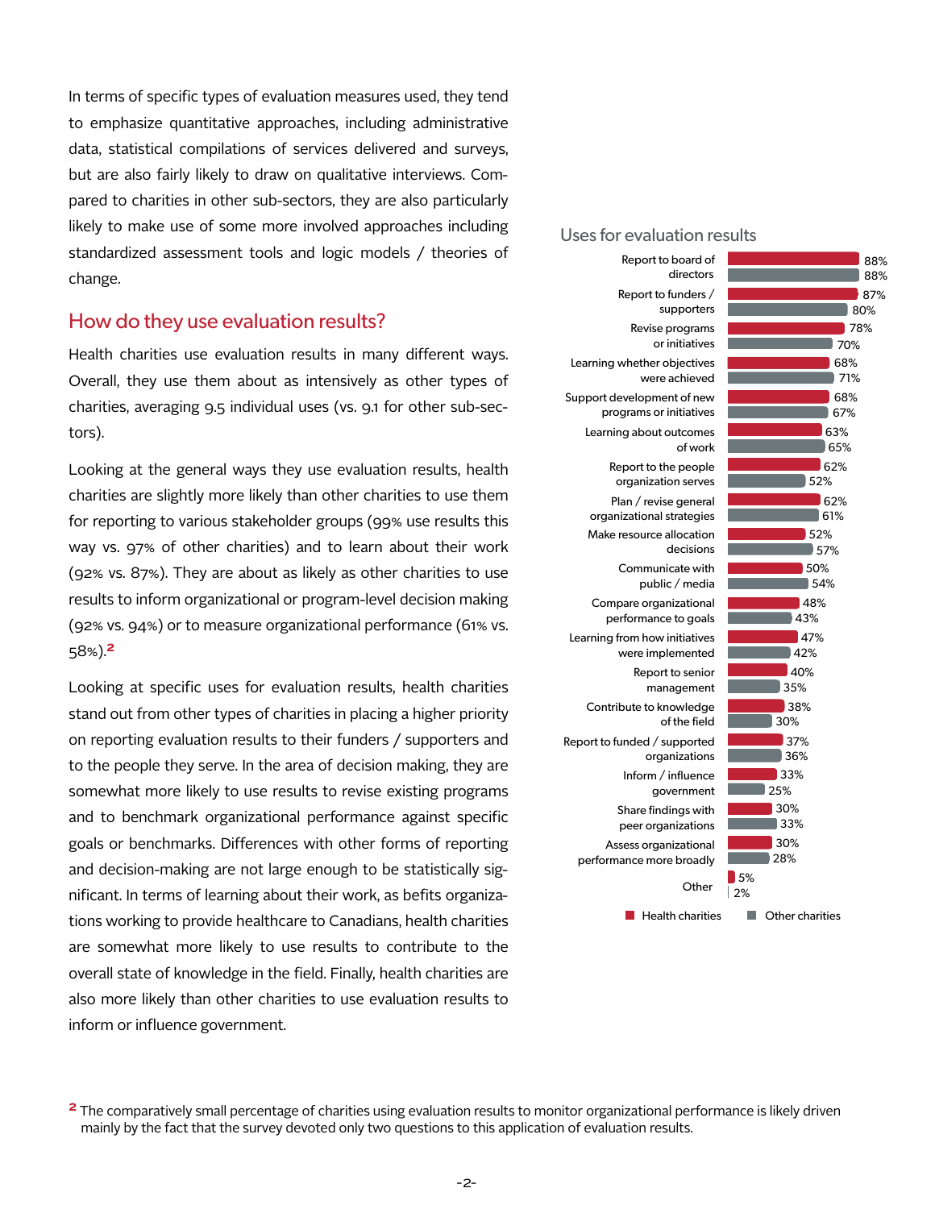In terms of specific types of evaluation measures used, they tend to emphasize quantitative approaches, including administrative data, statistical compilations of services delivered and surveys, but are also fairly likely to draw on qualitative interviews. Compared to charities in other sub-sectors, they are also particularly likely to make use of some more involved approaches including standardized assessment tools and logic models / theories of change.

## How do they use evaluation results?

Health charities use evaluation results in many different ways. Overall, they use them about as intensively as other types of charities, averaging 9.5 individual uses (vs. 9.1 for other sub-sectors).

Looking at the general ways they use evaluation results, health charities are slightly more likely than other charities to use them for reporting to various stakeholder groups (99% use results this way vs. 97% of other charities) and to learn about their work (92% vs. 87%). They are about as likely as other charities to use results to inform organizational or program-level decision making (92% vs. 94%) or to measure organizational performance (61% vs. 58%).[2]

Looking at specific uses for evaluation results, health charities stand out from other types of charities in placing a higher priority on reporting evaluation results to their funders / supporters and to the people they serve. In the area of decision making, they are somewhat more likely to use results to revise existing programs and to benchmark organizational performance against specific goals or benchmarks. Differences with other forms of reporting and decision-making are not large enough to be statistically significant. In terms of learning about their work, as befits organizations working to provide healthcare to Canadians, health charities are somewhat more likely to use results to contribute to the overall state of knowledge in the field. Finally, health charities are also more likely than other charities to use evaluation results to inform or influence government.

### Uses for evaluation results

| Use | Health charities | Other charities |
|---|---|---|
| Report to board of directors | 88% | 88% |
| Report to funders / supporters | 87% | 80% |
| Revise programs or initiatives | 78% | 70% |
| Learning whether objectives were achieved | 68% | 71% |
| Support development of new programs or initiatives | 68% | 67% |
| Learning about outcomes of work | 63% | 65% |
| Report to the people organization serves | 62% | 52% |
| Plan / revise general organizational strategies | 62% | 61% |
| Make resource allocation decisions | 52% | 57% |
| Communicate with public / media | 50% | 54% |
| Compare organizational performance to goals | 48% | 43% |
| Learning from how initiatives were implemented | 47% | 42% |
| Report to senior management | 40% | 35% |
| Contribute to knowledge of the field | 38% | 30% |
| Report to funded / supported organizations | 37% | 36% |
| Inform / influence government | 33% | 25% |
| Share findings with peer organizations | 30% | 33% |
| Assess organizational performance more broadly | 30% | 28% |
| Other | 5% | 2% |

[2] The comparatively small percentage of charities using evaluation results to monitor organizational performance is likely driven mainly by the fact that the survey devoted only two questions to this application of evaluation results.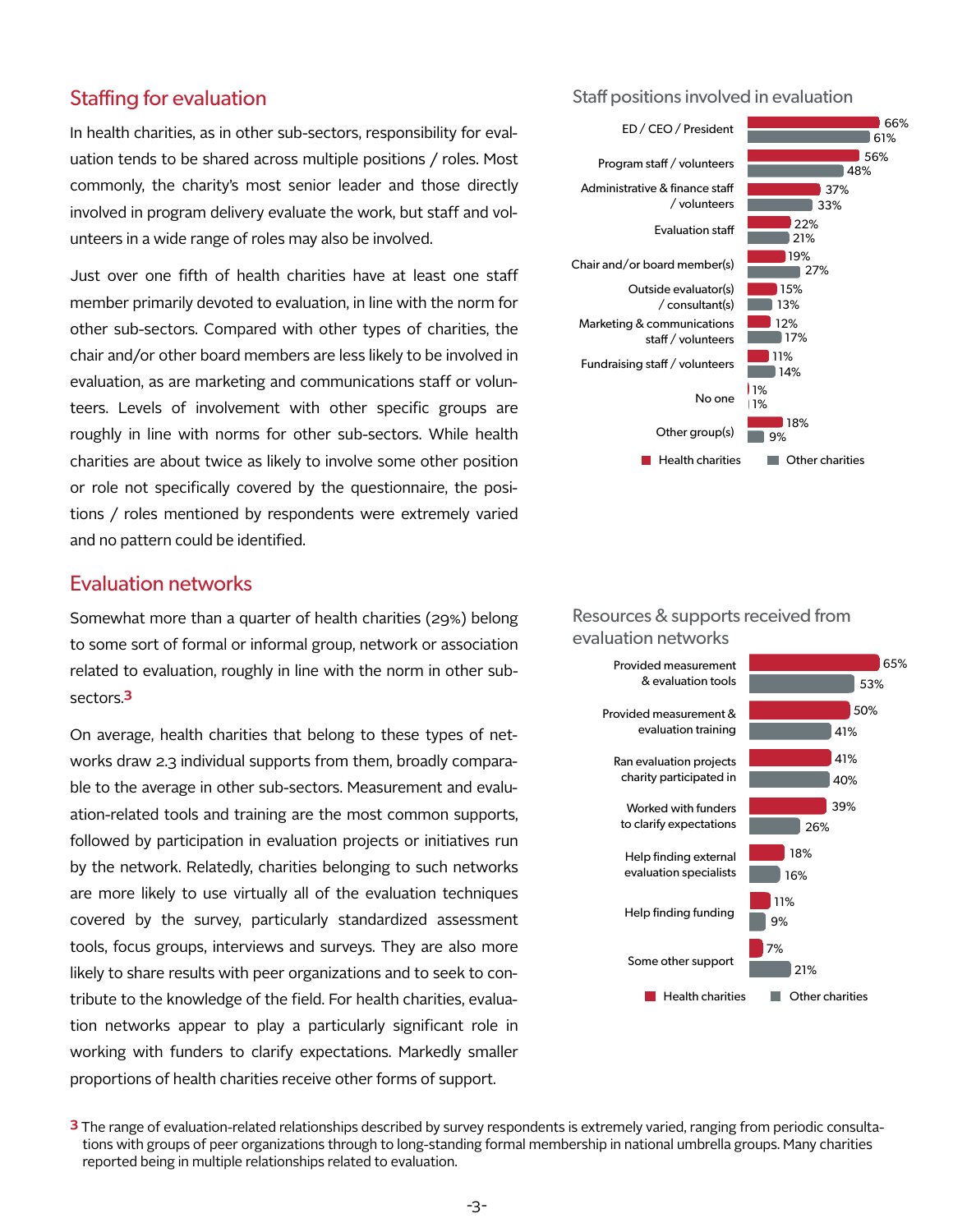## Staffing for evaluation

In health charities, as in other sub-sectors, responsibility for evaluation tends to be shared across multiple positions / roles. Most commonly, the charity's most senior leader and those directly involved in program delivery evaluate the work, but staff and volunteers in a wide range of roles may also be involved.

Just over one fifth of health charities have at least one staff member primarily devoted to evaluation, in line with the norm for other sub-sectors. Compared with other types of charities, the chair and/or other board members are less likely to be involved in evaluation, as are marketing and communications staff or volunteers. Levels of involvement with other specific groups are roughly in line with norms for other sub-sectors. While health charities are about twice as likely to involve some other position or role not specifically covered by the questionnaire, the positions / roles mentioned by respondents were extremely varied and no pattern could be identified.

### Staff positions involved in evaluation

| Position | Health charities | Other charities |
|---|---|---|
| ED / CEO / President | 66% | 61% |
| Program staff / volunteers | 56% | 48% |
| Administrative & finance staff / volunteers | 37% | 33% |
| Evaluation staff | 22% | 21% |
| Chair and/or board member(s) | 19% | 27% |
| Outside evaluator(s) / consultant(s) | 15% | 13% |
| Marketing & communications staff / volunteers | 12% | 17% |
| Fundraising staff / volunteers | 11% | 14% |
| No one | 1% | 1% |
| Other group(s) | 18% | 9% |

## Evaluation networks

Somewhat more than a quarter of health charities (29%) belong to some sort of formal or informal group, network or association related to evaluation, roughly in line with the norm in other sub-sectors.[3]

On average, health charities that belong to these types of networks draw 2.3 individual supports from them, broadly comparable to the average in other sub-sectors. Measurement and evaluation-related tools and training are the most common supports, followed by participation in evaluation projects or initiatives run by the network. Relatedly, charities belonging to such networks are more likely to use virtually all of the evaluation techniques covered by the survey, particularly standardized assessment tools, focus groups, interviews and surveys. They are also more likely to share results with peer organizations and to seek to contribute to the knowledge of the field. For health charities, evaluation networks appear to play a particularly significant role in working with funders to clarify expectations. Markedly smaller proportions of health charities receive other forms of support.

### Resources & supports received from evaluation networks

| Support | Health charities | Other charities |
|---|---|---|
| Provided measurement & evaluation tools | 65% | 53% |
| Provided measurement & evaluation training | 50% | 41% |
| Ran evaluation projects charity participated in | 41% | 40% |
| Worked with funders to clarify expectations | 39% | 26% |
| Help finding external evaluation specialists | 18% | 16% |
| Help finding funding | 11% | 9% |
| Some other support | 7% | 21% |

[3] The range of evaluation-related relationships described by survey respondents is extremely varied, ranging from periodic consultations with groups of peer organizations through to long-standing formal membership in national umbrella groups. Many charities reported being in multiple relationships related to evaluation.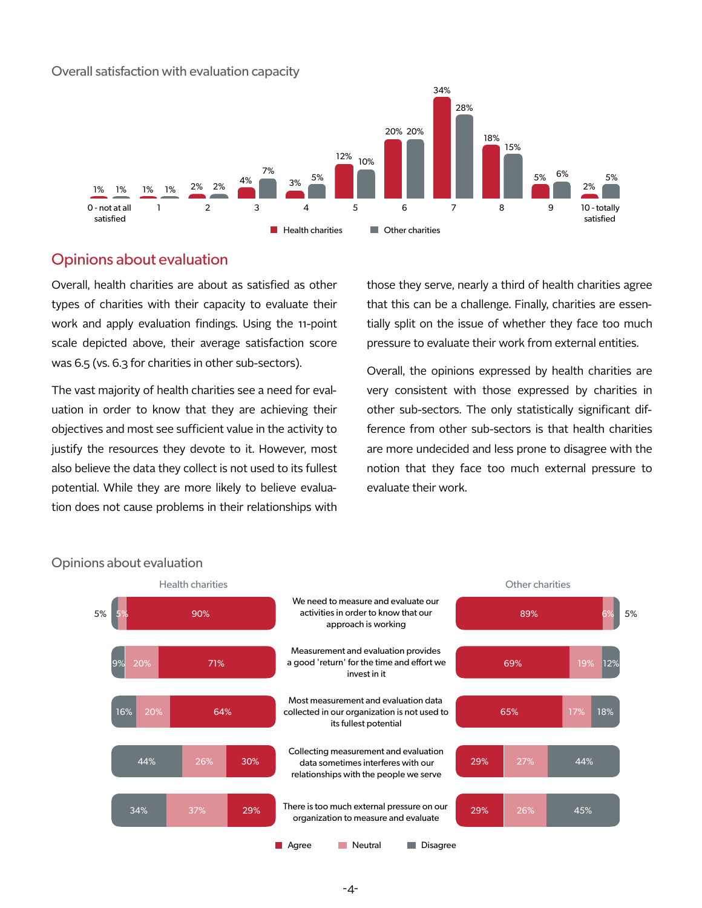Overall satisfaction with evaluation capacity

| Rating | Health charities | Other charities |
|---|---|---|
| 0 - not at all satisfied | 1% | 1% |
| 1 | 1% | 1% |
| 2 | 2% | 2% |
| 3 | 4% | 7% |
| 4 | 3% | 5% |
| 5 | 12% | 10% |
| 6 | 20% | 20% |
| 7 | 34% | 28% |
| 8 | 18% | 15% |
| 9 | 5% | 6% |
| 10 - totally satisfied | 2% | 5% |

## Opinions about evaluation

Overall, health charities are about as satisfied as other types of charities with their capacity to evaluate their work and apply evaluation findings. Using the 11-point scale depicted above, their average satisfaction score was 6.5 (vs. 6.3 for charities in other sub-sectors).

The vast majority of health charities see a need for evaluation in order to know that they are achieving their objectives and most see sufficient value in the activity to justify the resources they devote to it. However, most also believe the data they collect is not used to its fullest potential. While they are more likely to believe evaluation does not cause problems in their relationships with those they serve, nearly a third of health charities agree that this can be a challenge. Finally, charities are essentially split on the issue of whether they face too much pressure to evaluate their work from external entities.

Overall, the opinions expressed by health charities are very consistent with those expressed by charities in other sub-sectors. The only statistically significant difference from other sub-sectors is that health charities are more undecided and less prone to disagree with the notion that they face too much external pressure to evaluate their work.

Opinions about evaluation

| Statement | Health charities: Agree | Health charities: Neutral | Health charities: Disagree | Other charities: Agree | Other charities: Neutral | Other charities: Disagree |
|---|---|---|---|---|---|---|
| We need to measure and evaluate our activities in order to know that our approach is working | 90% | 5% | 5% | 89% | 6% | 5% |
| Measurement and evaluation provides a good 'return' for the time and effort we invest in it | 71% | 20% | 9% | 69% | 19% | 12% |
| Most measurement and evaluation data collected in our organization is not used to its fullest potential | 64% | 20% | 16% | 65% | 17% | 18% |
| Collecting measurement and evaluation data sometimes interferes with our relationships with the people we serve | 30% | 26% | 44% | 29% | 27% | 44% |
| There is too much external pressure on our organization to measure and evaluate | 29% | 37% | 34% | 29% | 26% | 45% |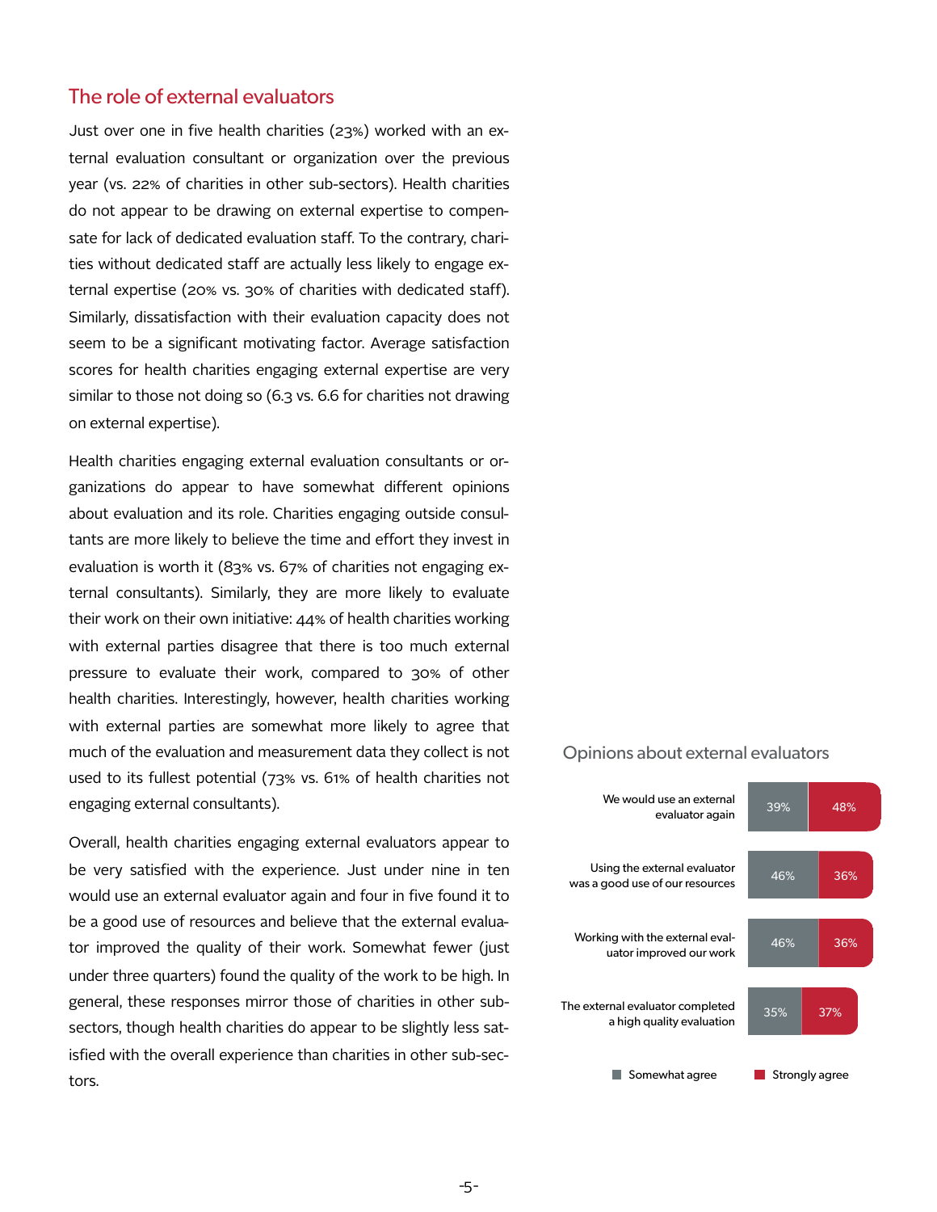## The role of external evaluators

Just over one in five health charities (23%) worked with an external evaluation consultant or organization over the previous year (vs. 22% of charities in other sub-sectors). Health charities do not appear to be drawing on external expertise to compensate for lack of dedicated evaluation staff. To the contrary, charities without dedicated staff are actually less likely to engage external expertise (20% vs. 30% of charities with dedicated staff). Similarly, dissatisfaction with their evaluation capacity does not seem to be a significant motivating factor. Average satisfaction scores for health charities engaging external expertise are very similar to those not doing so (6.3 vs. 6.6 for charities not drawing on external expertise).

Health charities engaging external evaluation consultants or organizations do appear to have somewhat different opinions about evaluation and its role. Charities engaging outside consultants are more likely to believe the time and effort they invest in evaluation is worth it (83% vs. 67% of charities not engaging external consultants). Similarly, they are more likely to evaluate their work on their own initiative: 44% of health charities working with external parties disagree that there is too much external pressure to evaluate their work, compared to 30% of other health charities. Interestingly, however, health charities working with external parties are somewhat more likely to agree that much of the evaluation and measurement data they collect is not used to its fullest potential (73% vs. 61% of health charities not engaging external consultants).

Overall, health charities engaging external evaluators appear to be very satisfied with the experience. Just under nine in ten would use an external evaluator again and four in five found it to be a good use of resources and believe that the external evaluator improved the quality of their work. Somewhat fewer (just under three quarters) found the quality of the work to be high. In general, these responses mirror those of charities in other sub-sectors, though health charities do appear to be slightly less satisfied with the overall experience than charities in other sub-sectors.

### Opinions about external evaluators

| Statement | Somewhat agree | Strongly agree |
|---|---|---|
| We would use an external evaluator again | 39% | 48% |
| Using the external evaluator was a good use of our resources | 46% | 36% |
| Working with the external evaluator improved our work | 46% | 36% |
| The external evaluator completed a high quality evaluation | 35% | 37% |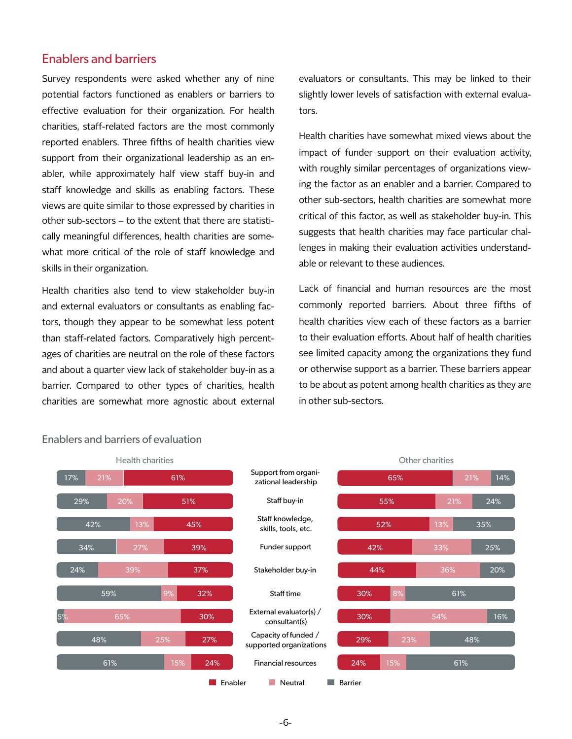## Enablers and barriers

Survey respondents were asked whether any of nine potential factors functioned as enablers or barriers to effective evaluation for their organization. For health charities, staff-related factors are the most commonly reported enablers. Three fifths of health charities view support from their organizational leadership as an enabler, while approximately half view staff buy-in and staff knowledge and skills as enabling factors. These views are quite similar to those expressed by charities in other sub-sectors – to the extent that there are statistically meaningful differences, health charities are somewhat more critical of the role of staff knowledge and skills in their organization.

Health charities also tend to view stakeholder buy-in and external evaluators or consultants as enabling factors, though they appear to be somewhat less potent than staff-related factors. Comparatively high percentages of charities are neutral on the role of these factors and about a quarter view lack of stakeholder buy-in as a barrier. Compared to other types of charities, health charities are somewhat more agnostic about external evaluators or consultants. This may be linked to their slightly lower levels of satisfaction with external evaluators.

Health charities have somewhat mixed views about the impact of funder support on their evaluation activity, with roughly similar percentages of organizations viewing the factor as an enabler and a barrier. Compared to other sub-sectors, health charities are somewhat more critical of this factor, as well as stakeholder buy-in. This suggests that health charities may face particular challenges in making their evaluation activities understandable or relevant to these audiences.

Lack of financial and human resources are the most commonly reported barriers. About three fifths of health charities view each of these factors as a barrier to their evaluation efforts. About half of health charities see limited capacity among the organizations they fund or otherwise support as a barrier. These barriers appear to be about as potent among health charities as they are in other sub-sectors.

### Enablers and barriers of evaluation

| Factor | Health charities: Barrier | Health charities: Neutral | Health charities: Enabler | Other charities: Enabler | Other charities: Neutral | Other charities: Barrier |
|---|---|---|---|---|---|---|
| Support from organizational leadership | 17% | 21% | 61% | 65% | 21% | 14% |
| Staff buy-in | 29% | 20% | 51% | 55% | 21% | 24% |
| Staff knowledge, skills, tools, etc. | 42% | 13% | 45% | 52% | 13% | 35% |
| Funder support | 34% | 27% | 39% | 42% | 33% | 25% |
| Stakeholder buy-in | 24% | 39% | 37% | 44% | 36% | 20% |
| Staff time | 59% | 9% | 32% | 30% | 8% | 61% |
| External evaluator(s) / consultant(s) | 5% | 65% | 30% | 30% | 54% | 16% |
| Capacity of funded / supported organizations | 48% | 25% | 27% | 29% | 23% | 48% |
| Financial resources | 61% | 15% | 24% | 24% | 15% | 61% |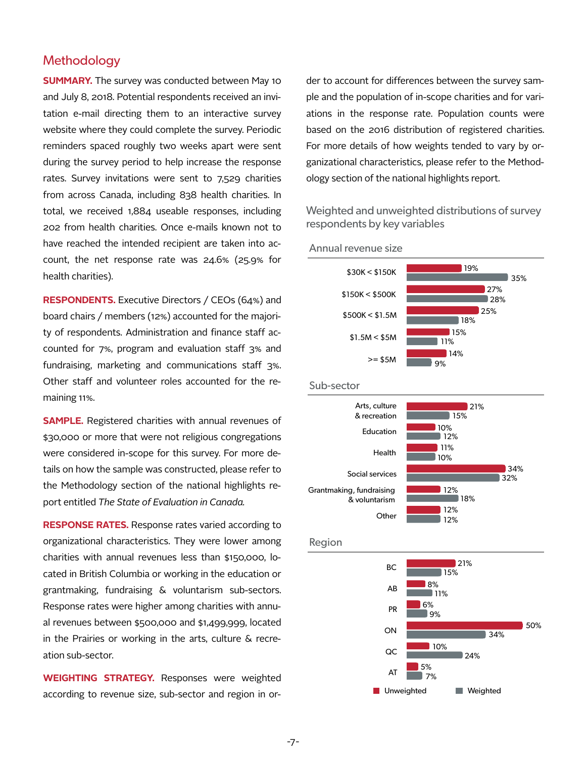## Methodology

**SUMMARY.** The survey was conducted between May 10 and July 8, 2018. Potential respondents received an invitation e-mail directing them to an interactive survey website where they could complete the survey. Periodic reminders spaced roughly two weeks apart were sent during the survey period to help increase the response rates. Survey invitations were sent to 7,529 charities from across Canada, including 838 health charities. In total, we received 1,884 useable responses, including 202 from health charities. Once e-mails known not to have reached the intended recipient are taken into account, the net response rate was 24.6% (25.9% for health charities).

**RESPONDENTS.** Executive Directors / CEOs (64%) and board chairs / members (12%) accounted for the majority of respondents. Administration and finance staff accounted for 7%, program and evaluation staff 3% and fundraising, marketing and communications staff 3%. Other staff and volunteer roles accounted for the remaining 11%.

**SAMPLE.** Registered charities with annual revenues of $30,000 or more that were not religious congregations were considered in-scope for this survey. For more details on how the sample was constructed, please refer to the Methodology section of the national highlights report entitled *The State of Evaluation in Canada.*

**RESPONSE RATES.** Response rates varied according to organizational characteristics. They were lower among charities with annual revenues less than $150,000, located in British Columbia or working in the education or grantmaking, fundraising & voluntarism sub-sectors. Response rates were higher among charities with annual revenues between $500,000 and $1,499,999, located in the Prairies or working in the arts, culture & recreation sub-sector.

**WEIGHTING STRATEGY.** Responses were weighted according to revenue size, sub-sector and region in order to account for differences between the survey sample and the population of in-scope charities and for variations in the response rate. Population counts were based on the 2016 distribution of registered charities. For more details of how weights tended to vary by organizational characteristics, please refer to the Methodology section of the national highlights report.

### Weighted and unweighted distributions of survey respondents by key variables

**Annual revenue size**

| | Unweighted | Weighted |
|---|---|---|
| $30K < $150K | 19% | 35% |
| $150K < $500K | 27% | 28% |
| $500K < $1.5M | 25% | 18% |
| $1.5M < $5M | 15% | 11% |
| >= $5M | 14% | 9% |

**Sub-sector**

| | Unweighted | Weighted |
|---|---|---|
| Arts, culture & recreation | 21% | 15% |
| Education | 10% | 12% |
| Health | 11% | 10% |
| Social services | 34% | 32% |
| Grantmaking, fundraising & voluntarism | 12% | 18% |
| Other | 12% | 12% |

**Region**

| | Unweighted | Weighted |
|---|---|---|
| BC | 21% | 15% |
| AB | 8% | 11% |
| PR | 6% | 9% |
| ON | 50% | 34% |
| QC | 10% | 24% |
| AT | 5% | 7% |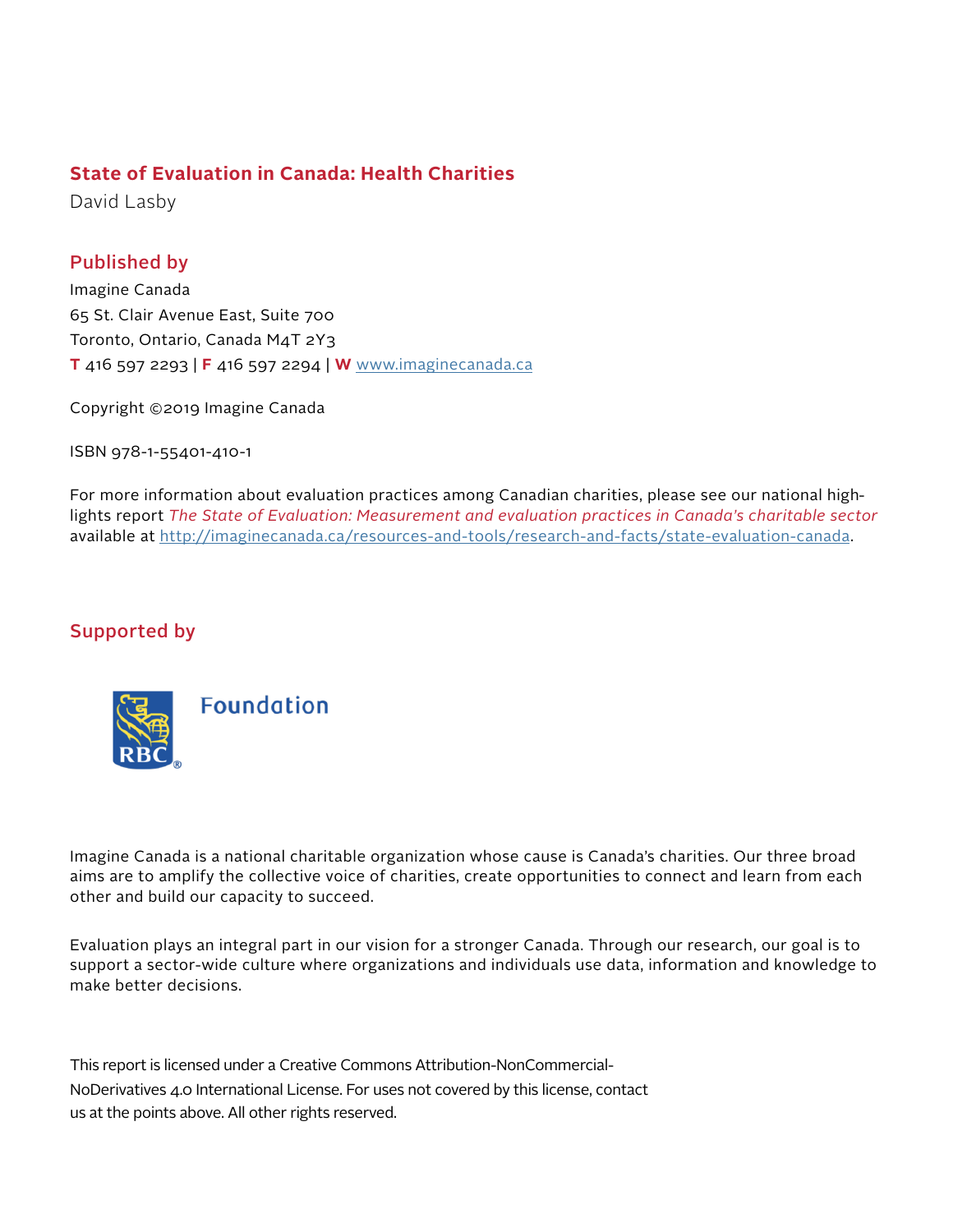## State of Evaluation in Canada: Health Charities

David Lasby

## Published by

Imagine Canada
65 St. Clair Avenue East, Suite 700
Toronto, Ontario, Canada M4T 2Y3
**T** 416 597 2293 | **F** 416 597 2294 | **W** www.imaginecanada.ca

Copyright ©2019 Imagine Canada

ISBN 978-1-55401-410-1

For more information about evaluation practices among Canadian charities, please see our national highlights report *The State of Evaluation: Measurement and evaluation practices in Canada's charitable sector* available at http://imaginecanada.ca/resources-and-tools/research-and-facts/state-evaluation-canada.

## Supported by

RBC Foundation

Imagine Canada is a national charitable organization whose cause is Canada's charities. Our three broad aims are to amplify the collective voice of charities, create opportunities to connect and learn from each other and build our capacity to succeed.

Evaluation plays an integral part in our vision for a stronger Canada. Through our research, our goal is to support a sector-wide culture where organizations and individuals use data, information and knowledge to make better decisions.

This report is licensed under a Creative Commons Attribution-NonCommercial-NoDerivatives 4.0 International License. For uses not covered by this license, contact us at the points above. All other rights reserved.